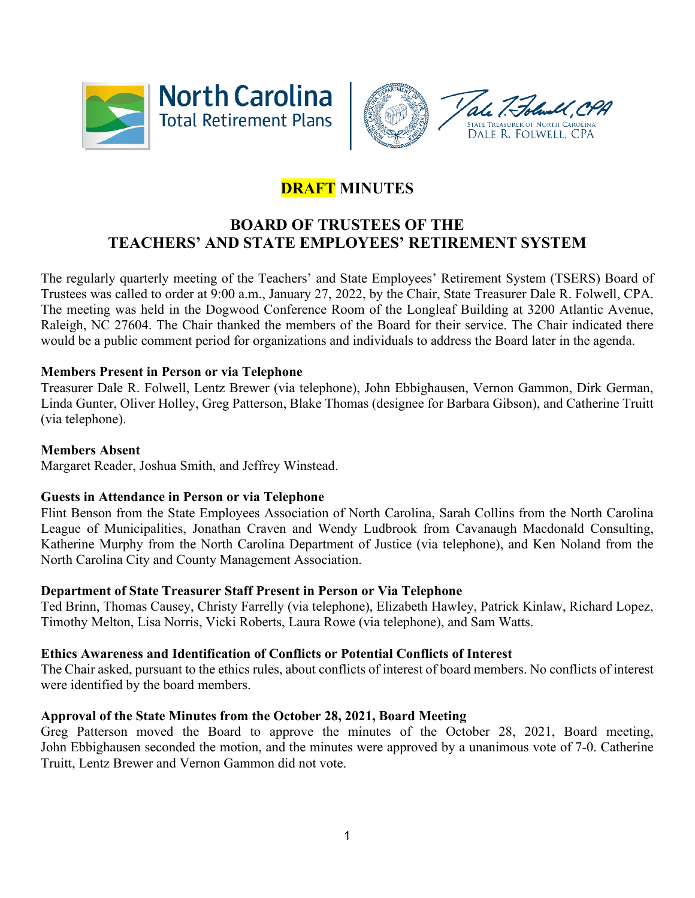# DRAFT MINUTES

## BOARD OF TRUSTEES OF THE TEACHERS' AND STATE EMPLOYEES' RETIREMENT SYSTEM

The regularly quarterly meeting of the Teachers' and State Employees' Retirement System (TSERS) Board of Trustees was called to order at 9:00 a.m., January 27, 2022, by the Chair, State Treasurer Dale R. Folwell, CPA. The meeting was held in the Dogwood Conference Room of the Longleaf Building at 3200 Atlantic Avenue, Raleigh, NC 27604. The Chair thanked the members of the Board for their service. The Chair indicated there would be a public comment period for organizations and individuals to address the Board later in the agenda.

**Members Present in Person or via Telephone**

Treasurer Dale R. Folwell, Lentz Brewer (via telephone), John Ebbighausen, Vernon Gammon, Dirk German, Linda Gunter, Oliver Holley, Greg Patterson, Blake Thomas (designee for Barbara Gibson), and Catherine Truitt (via telephone).

**Members Absent**

Margaret Reader, Joshua Smith, and Jeffrey Winstead.

**Guests in Attendance in Person or via Telephone**

Flint Benson from the State Employees Association of North Carolina, Sarah Collins from the North Carolina League of Municipalities, Jonathan Craven and Wendy Ludbrook from Cavanaugh Macdonald Consulting, Katherine Murphy from the North Carolina Department of Justice (via telephone), and Ken Noland from the North Carolina City and County Management Association.

**Department of State Treasurer Staff Present in Person or Via Telephone**

Ted Brinn, Thomas Causey, Christy Farrelly (via telephone), Elizabeth Hawley, Patrick Kinlaw, Richard Lopez, Timothy Melton, Lisa Norris, Vicki Roberts, Laura Rowe (via telephone), and Sam Watts.

**Ethics Awareness and Identification of Conflicts or Potential Conflicts of Interest**

The Chair asked, pursuant to the ethics rules, about conflicts of interest of board members. No conflicts of interest were identified by the board members.

**Approval of the State Minutes from the October 28, 2021, Board Meeting**

Greg Patterson moved the Board to approve the minutes of the October 28, 2021, Board meeting, John Ebbighausen seconded the motion, and the minutes were approved by a unanimous vote of 7-0. Catherine Truitt, Lentz Brewer and Vernon Gammon did not vote.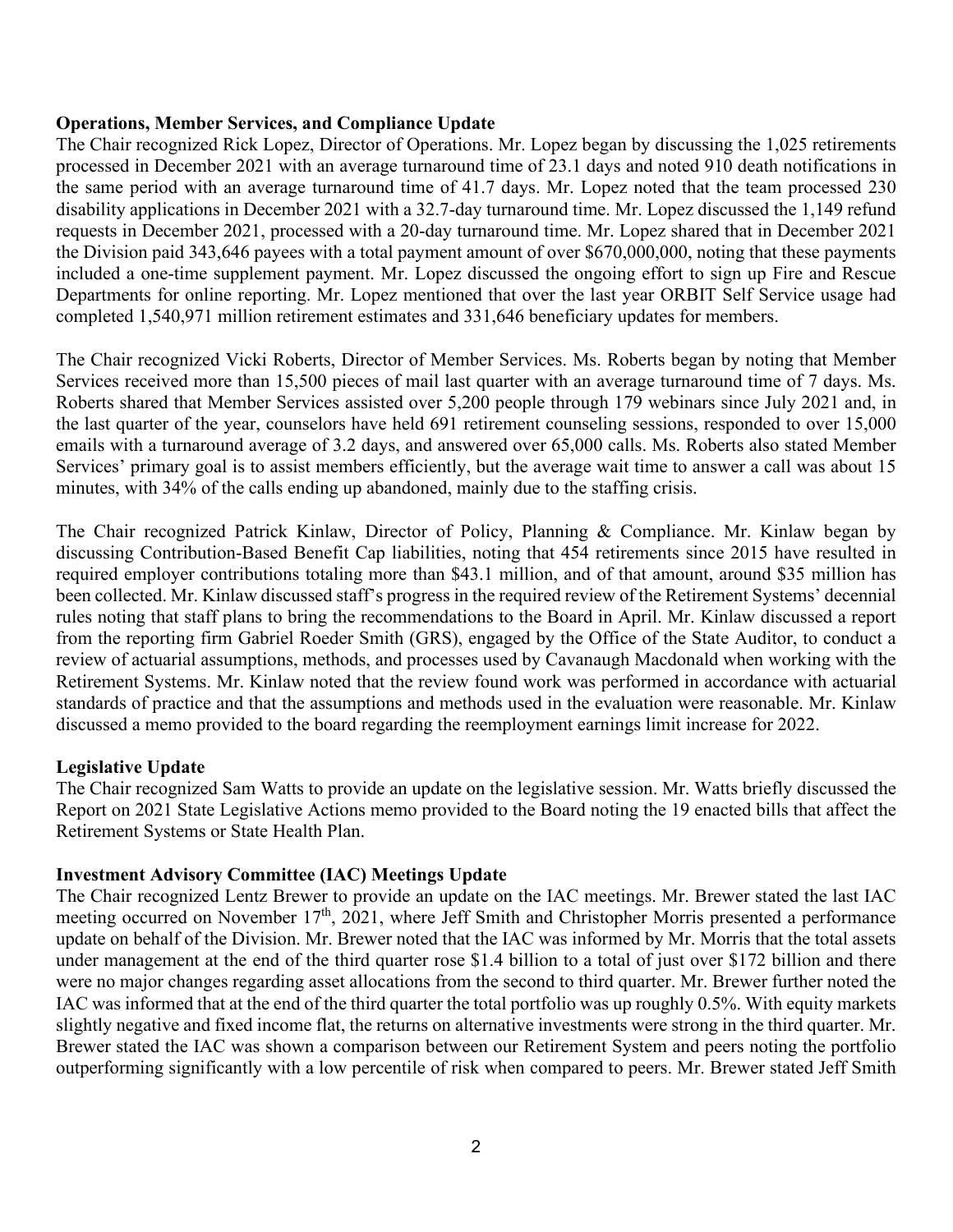**Operations, Member Services, and Compliance Update**

The Chair recognized Rick Lopez, Director of Operations. Mr. Lopez began by discussing the 1,025 retirements processed in December 2021 with an average turnaround time of 23.1 days and noted 910 death notifications in the same period with an average turnaround time of 41.7 days. Mr. Lopez noted that the team processed 230 disability applications in December 2021 with a 32.7-day turnaround time. Mr. Lopez discussed the 1,149 refund requests in December 2021, processed with a 20-day turnaround time. Mr. Lopez shared that in December 2021 the Division paid 343,646 payees with a total payment amount of over $670,000,000, noting that these payments included a one-time supplement payment. Mr. Lopez discussed the ongoing effort to sign up Fire and Rescue Departments for online reporting. Mr. Lopez mentioned that over the last year ORBIT Self Service usage had completed 1,540,971 million retirement estimates and 331,646 beneficiary updates for members.

The Chair recognized Vicki Roberts, Director of Member Services. Ms. Roberts began by noting that Member Services received more than 15,500 pieces of mail last quarter with an average turnaround time of 7 days. Ms. Roberts shared that Member Services assisted over 5,200 people through 179 webinars since July 2021 and, in the last quarter of the year, counselors have held 691 retirement counseling sessions, responded to over 15,000 emails with a turnaround average of 3.2 days, and answered over 65,000 calls. Ms. Roberts also stated Member Services' primary goal is to assist members efficiently, but the average wait time to answer a call was about 15 minutes, with 34% of the calls ending up abandoned, mainly due to the staffing crisis.

The Chair recognized Patrick Kinlaw, Director of Policy, Planning & Compliance. Mr. Kinlaw began by discussing Contribution-Based Benefit Cap liabilities, noting that 454 retirements since 2015 have resulted in required employer contributions totaling more than $43.1 million, and of that amount, around $35 million has been collected. Mr. Kinlaw discussed staff's progress in the required review of the Retirement Systems' decennial rules noting that staff plans to bring the recommendations to the Board in April. Mr. Kinlaw discussed a report from the reporting firm Gabriel Roeder Smith (GRS), engaged by the Office of the State Auditor, to conduct a review of actuarial assumptions, methods, and processes used by Cavanaugh Macdonald when working with the Retirement Systems. Mr. Kinlaw noted that the review found work was performed in accordance with actuarial standards of practice and that the assumptions and methods used in the evaluation were reasonable. Mr. Kinlaw discussed a memo provided to the board regarding the reemployment earnings limit increase for 2022.

**Legislative Update**

The Chair recognized Sam Watts to provide an update on the legislative session. Mr. Watts briefly discussed the Report on 2021 State Legislative Actions memo provided to the Board noting the 19 enacted bills that affect the Retirement Systems or State Health Plan.

**Investment Advisory Committee (IAC) Meetings Update**

The Chair recognized Lentz Brewer to provide an update on the IAC meetings. Mr. Brewer stated the last IAC meeting occurred on November 17th, 2021, where Jeff Smith and Christopher Morris presented a performance update on behalf of the Division. Mr. Brewer noted that the IAC was informed by Mr. Morris that the total assets under management at the end of the third quarter rose $1.4 billion to a total of just over $172 billion and there were no major changes regarding asset allocations from the second to third quarter. Mr. Brewer further noted the IAC was informed that at the end of the third quarter the total portfolio was up roughly 0.5%. With equity markets slightly negative and fixed income flat, the returns on alternative investments were strong in the third quarter. Mr. Brewer stated the IAC was shown a comparison between our Retirement System and peers noting the portfolio outperforming significantly with a low percentile of risk when compared to peers. Mr. Brewer stated Jeff Smith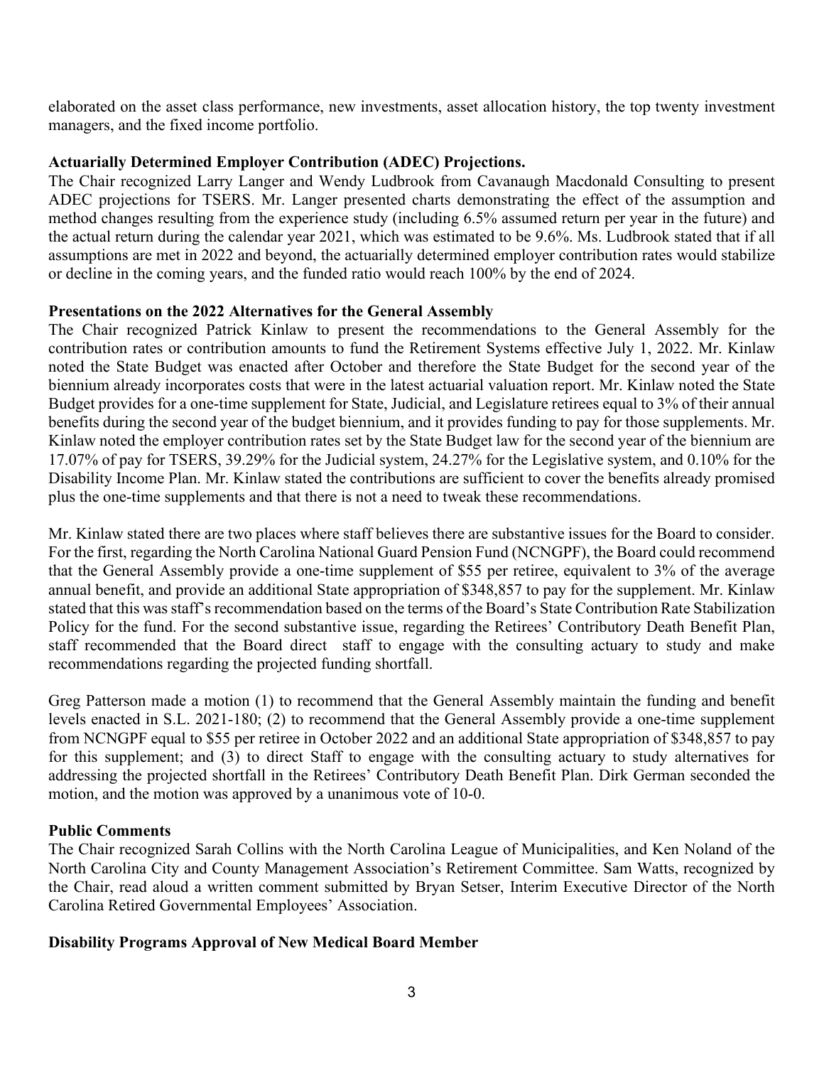elaborated on the asset class performance, new investments, asset allocation history, the top twenty investment managers, and the fixed income portfolio.

**Actuarially Determined Employer Contribution (ADEC) Projections.**

The Chair recognized Larry Langer and Wendy Ludbrook from Cavanaugh Macdonald Consulting to present ADEC projections for TSERS. Mr. Langer presented charts demonstrating the effect of the assumption and method changes resulting from the experience study (including 6.5% assumed return per year in the future) and the actual return during the calendar year 2021, which was estimated to be 9.6%. Ms. Ludbrook stated that if all assumptions are met in 2022 and beyond, the actuarially determined employer contribution rates would stabilize or decline in the coming years, and the funded ratio would reach 100% by the end of 2024.

**Presentations on the 2022 Alternatives for the General Assembly**

The Chair recognized Patrick Kinlaw to present the recommendations to the General Assembly for the contribution rates or contribution amounts to fund the Retirement Systems effective July 1, 2022. Mr. Kinlaw noted the State Budget was enacted after October and therefore the State Budget for the second year of the biennium already incorporates costs that were in the latest actuarial valuation report. Mr. Kinlaw noted the State Budget provides for a one-time supplement for State, Judicial, and Legislature retirees equal to 3% of their annual benefits during the second year of the budget biennium, and it provides funding to pay for those supplements. Mr. Kinlaw noted the employer contribution rates set by the State Budget law for the second year of the biennium are 17.07% of pay for TSERS, 39.29% for the Judicial system, 24.27% for the Legislative system, and 0.10% for the Disability Income Plan. Mr. Kinlaw stated the contributions are sufficient to cover the benefits already promised plus the one-time supplements and that there is not a need to tweak these recommendations.

Mr. Kinlaw stated there are two places where staff believes there are substantive issues for the Board to consider. For the first, regarding the North Carolina National Guard Pension Fund (NCNGPF), the Board could recommend that the General Assembly provide a one-time supplement of $55 per retiree, equivalent to 3% of the average annual benefit, and provide an additional State appropriation of $348,857 to pay for the supplement. Mr. Kinlaw stated that this was staff's recommendation based on the terms of the Board's State Contribution Rate Stabilization Policy for the fund. For the second substantive issue, regarding the Retirees' Contributory Death Benefit Plan, staff recommended that the Board direct staff to engage with the consulting actuary to study and make recommendations regarding the projected funding shortfall.

Greg Patterson made a motion (1) to recommend that the General Assembly maintain the funding and benefit levels enacted in S.L. 2021-180; (2) to recommend that the General Assembly provide a one-time supplement from NCNGPF equal to $55 per retiree in October 2022 and an additional State appropriation of $348,857 to pay for this supplement; and (3) to direct Staff to engage with the consulting actuary to study alternatives for addressing the projected shortfall in the Retirees' Contributory Death Benefit Plan. Dirk German seconded the motion, and the motion was approved by a unanimous vote of 10-0.

**Public Comments**

The Chair recognized Sarah Collins with the North Carolina League of Municipalities, and Ken Noland of the North Carolina City and County Management Association's Retirement Committee. Sam Watts, recognized by the Chair, read aloud a written comment submitted by Bryan Setser, Interim Executive Director of the North Carolina Retired Governmental Employees' Association.

**Disability Programs Approval of New Medical Board Member**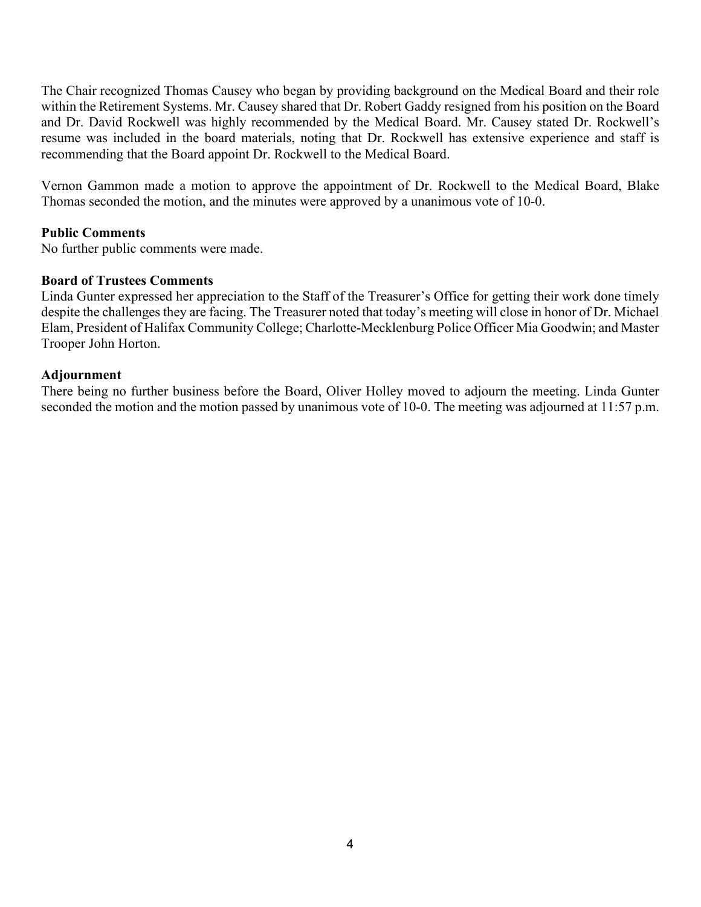The Chair recognized Thomas Causey who began by providing background on the Medical Board and their role within the Retirement Systems. Mr. Causey shared that Dr. Robert Gaddy resigned from his position on the Board and Dr. David Rockwell was highly recommended by the Medical Board. Mr. Causey stated Dr. Rockwell's resume was included in the board materials, noting that Dr. Rockwell has extensive experience and staff is recommending that the Board appoint Dr. Rockwell to the Medical Board.

Vernon Gammon made a motion to approve the appointment of Dr. Rockwell to the Medical Board, Blake Thomas seconded the motion, and the minutes were approved by a unanimous vote of 10-0.

**Public Comments**
No further public comments were made.

**Board of Trustees Comments**
Linda Gunter expressed her appreciation to the Staff of the Treasurer's Office for getting their work done timely despite the challenges they are facing. The Treasurer noted that today's meeting will close in honor of Dr. Michael Elam, President of Halifax Community College; Charlotte-Mecklenburg Police Officer Mia Goodwin; and Master Trooper John Horton.

**Adjournment**
There being no further business before the Board, Oliver Holley moved to adjourn the meeting. Linda Gunter seconded the motion and the motion passed by unanimous vote of 10-0. The meeting was adjourned at 11:57 p.m.